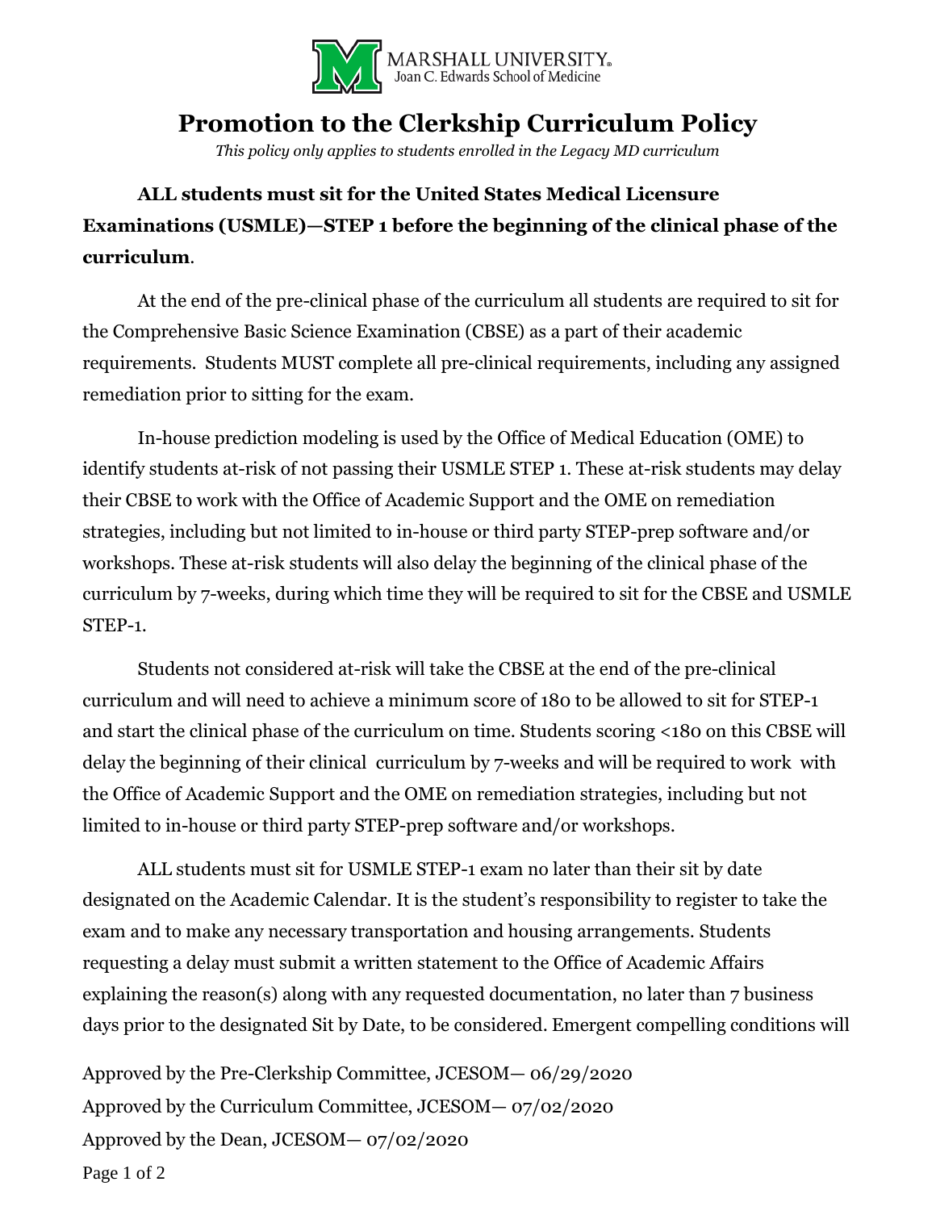MARSHALL UNIVERSITY
Joan C. Edwards School of Medicine

# Promotion to the Clerkship Curriculum Policy

*This policy only applies to students enrolled in the Legacy MD curriculum*

**ALL students must sit for the United States Medical Licensure Examinations (USMLE)—STEP 1 before the beginning of the clinical phase of the curriculum**.

At the end of the pre-clinical phase of the curriculum all students are required to sit for the Comprehensive Basic Science Examination (CBSE) as a part of their academic requirements. Students MUST complete all pre-clinical requirements, including any assigned remediation prior to sitting for the exam.

In-house prediction modeling is used by the Office of Medical Education (OME) to identify students at-risk of not passing their USMLE STEP 1. These at-risk students may delay their CBSE to work with the Office of Academic Support and the OME on remediation strategies, including but not limited to in-house or third party STEP-prep software and/or workshops. These at-risk students will also delay the beginning of the clinical phase of the curriculum by 7-weeks, during which time they will be required to sit for the CBSE and USMLE STEP-1.

Students not considered at-risk will take the CBSE at the end of the pre-clinical curriculum and will need to achieve a minimum score of 180 to be allowed to sit for STEP-1 and start the clinical phase of the curriculum on time. Students scoring <180 on this CBSE will delay the beginning of their clinical curriculum by 7-weeks and will be required to work with the Office of Academic Support and the OME on remediation strategies, including but not limited to in-house or third party STEP-prep software and/or workshops.

ALL students must sit for USMLE STEP-1 exam no later than their sit by date designated on the Academic Calendar. It is the student's responsibility to register to take the exam and to make any necessary transportation and housing arrangements. Students requesting a delay must submit a written statement to the Office of Academic Affairs explaining the reason(s) along with any requested documentation, no later than 7 business days prior to the designated Sit by Date, to be considered. Emergent compelling conditions will

Approved by the Pre-Clerkship Committee, JCESOM— 06/29/2020
Approved by the Curriculum Committee, JCESOM— 07/02/2020
Approved by the Dean, JCESOM— 07/02/2020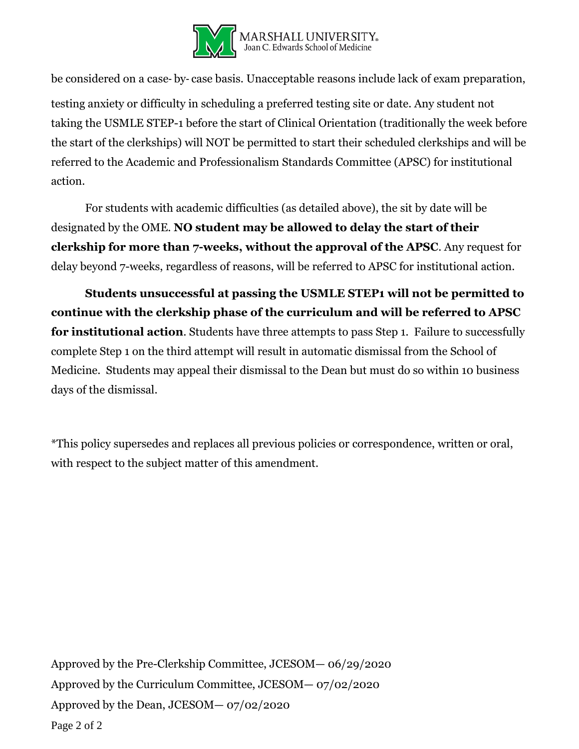be considered on a case- by- case basis. Unacceptable reasons include lack of exam preparation, testing anxiety or difficulty in scheduling a preferred testing site or date. Any student not taking the USMLE STEP-1 before the start of Clinical Orientation (traditionally the week before the start of the clerkships) will NOT be permitted to start their scheduled clerkships and will be referred to the Academic and Professionalism Standards Committee (APSC) for institutional action.

For students with academic difficulties (as detailed above), the sit by date will be designated by the OME. **NO student may be allowed to delay the start of their clerkship for more than 7-weeks, without the approval of the APSC**. Any request for delay beyond 7-weeks, regardless of reasons, will be referred to APSC for institutional action.

**Students unsuccessful at passing the USMLE STEP1 will not be permitted to continue with the clerkship phase of the curriculum and will be referred to APSC for institutional action**. Students have three attempts to pass Step 1. Failure to successfully complete Step 1 on the third attempt will result in automatic dismissal from the School of Medicine. Students may appeal their dismissal to the Dean but must do so within 10 business days of the dismissal.

*This policy supersedes and replaces all previous policies or correspondence, written or oral, with respect to the subject matter of this amendment.

Approved by the Pre-Clerkship Committee, JCESOM— 06/29/2020

Approved by the Curriculum Committee, JCESOM— 07/02/2020

Approved by the Dean, JCESOM— 07/02/2020